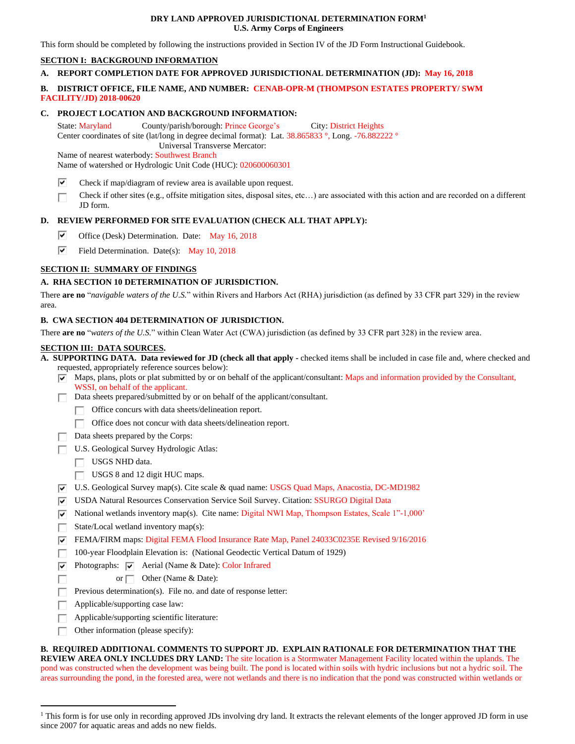# DRY LAND APPROVED JURISDICTIONAL DETERMINATION FORM[1]
**U.S. Army Corps of Engineers**

This form should be completed by following the instructions provided in Section IV of the JD Form Instructional Guidebook.

## SECTION I: BACKGROUND INFORMATION

**A. REPORT COMPLETION DATE FOR APPROVED JURISDICTIONAL DETERMINATION (JD):** May 16, 2018

**B. DISTRICT OFFICE, FILE NAME, AND NUMBER:** CENAB-OPR-M (THOMPSON ESTATES PROPERTY/ SWM FACILITY/JD) 2018-00620

**C. PROJECT LOCATION AND BACKGROUND INFORMATION:**

State: Maryland  County/parish/borough: Prince George's  City: District Heights
Center coordinates of site (lat/long in degree decimal format): Lat. 38.865833 °, Long. -76.882222 °
Universal Transverse Mercator:
Name of nearest waterbody: Southwest Branch
Name of watershed or Hydrologic Unit Code (HUC): 020600060301

- [x] Check if map/diagram of review area is available upon request.
- [ ] Check if other sites (e.g., offsite mitigation sites, disposal sites, etc…) are associated with this action and are recorded on a different JD form.

**D. REVIEW PERFORMED FOR SITE EVALUATION (CHECK ALL THAT APPLY):**

- [x] Office (Desk) Determination. Date: May 16, 2018
- [x] Field Determination. Date(s): May 10, 2018

## SECTION II: SUMMARY OF FINDINGS

**A. RHA SECTION 10 DETERMINATION OF JURISDICTION.**

There **are no** "*navigable waters of the U.S.*" within Rivers and Harbors Act (RHA) jurisdiction (as defined by 33 CFR part 329) in the review area.

**B. CWA SECTION 404 DETERMINATION OF JURISDICTION.**

There **are no** "*waters of the U.S.*" within Clean Water Act (CWA) jurisdiction (as defined by 33 CFR part 328) in the review area.

## SECTION III: DATA SOURCES.

**A. SUPPORTING DATA. Data reviewed for JD (check all that apply -** checked items shall be included in case file and, where checked and requested, appropriately reference sources below):

- [x] Maps, plans, plots or plat submitted by or on behalf of the applicant/consultant: Maps and information provided by the Consultant, WSSI, on behalf of the applicant.
- [ ] Data sheets prepared/submitted by or on behalf of the applicant/consultant.
  - [ ] Office concurs with data sheets/delineation report.
  - [ ] Office does not concur with data sheets/delineation report.
- [ ] Data sheets prepared by the Corps:
- [ ] U.S. Geological Survey Hydrologic Atlas:
  - [ ] USGS NHD data.
  - [ ] USGS 8 and 12 digit HUC maps.
- [x] U.S. Geological Survey map(s). Cite scale & quad name: USGS Quad Maps, Anacostia, DC-MD1982
- [x] USDA Natural Resources Conservation Service Soil Survey. Citation: SSURGO Digital Data
- [x] National wetlands inventory map(s). Cite name: Digital NWI Map, Thompson Estates, Scale 1"-1,000'
- [ ] State/Local wetland inventory map(s):
- [x] FEMA/FIRM maps: Digital FEMA Flood Insurance Rate Map, Panel 24033C0235E Revised 9/16/2016
- [ ] 100-year Floodplain Elevation is: (National Geodectic Vertical Datum of 1929)
- [x] Photographs: [x] Aerial (Name & Date): Color Infrared
- [ ] or [ ] Other (Name & Date):
- [ ] Previous determination(s). File no. and date of response letter:
- [ ] Applicable/supporting case law:
- [ ] Applicable/supporting scientific literature:
- [ ] Other information (please specify):

**B. REQUIRED ADDITIONAL COMMENTS TO SUPPORT JD. EXPLAIN RATIONALE FOR DETERMINATION THAT THE REVIEW AREA ONLY INCLUDES DRY LAND:** The site location is a Stormwater Management Facility located within the uplands. The pond was constructed when the development was being built. The pond is located within soils with hydric inclusions but not a hydric soil. The areas surrounding the pond, in the forested area, were not wetlands and there is no indication that the pond was constructed within wetlands or

---

[1] This form is for use only in recording approved JDs involving dry land. It extracts the relevant elements of the longer approved JD form in use since 2007 for aquatic areas and adds no new fields.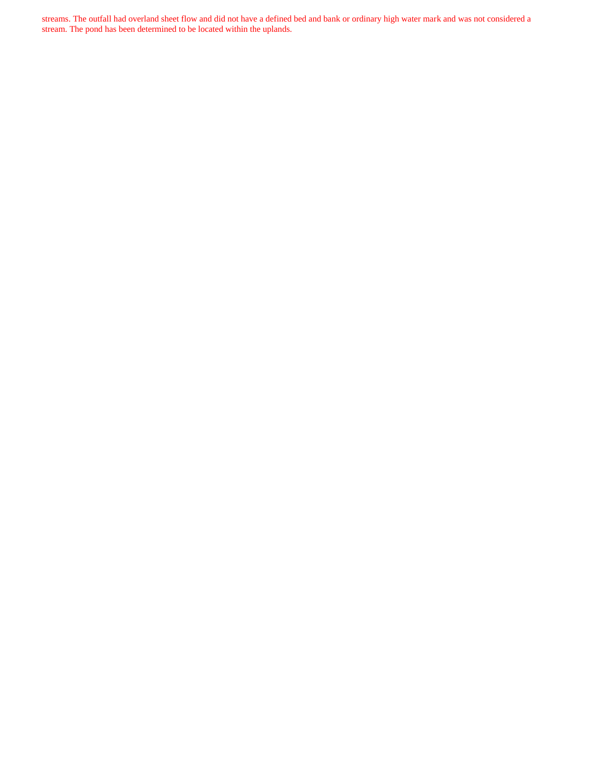streams. The outfall had overland sheet flow and did not have a defined bed and bank or ordinary high water mark and was not considered a stream. The pond has been determined to be located within the uplands.